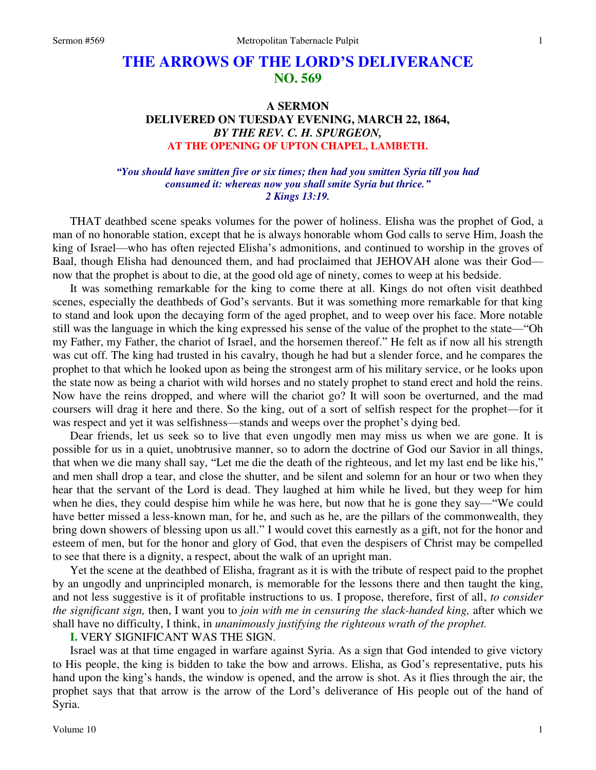# THE ARROWS OF THE LORD'S DELIVERANCE
## NO. 569

### A SERMON
### DELIVERED ON TUESDAY EVENING, MARCH 22, 1864,
### *BY THE REV. C. H. SPURGEON,*
### AT THE OPENING OF UPTON CHAPEL, LAMBETH.

*"You should have smitten five or six times; then had you smitten Syria till you had consumed it: whereas now you shall smite Syria but thrice."*
*2 Kings 13:19.*

THAT deathbed scene speaks volumes for the power of holiness. Elisha was the prophet of God, a man of no honorable station, except that he is always honorable whom God calls to serve Him, Joash the king of Israel—who has often rejected Elisha's admonitions, and continued to worship in the groves of Baal, though Elisha had denounced them, and had proclaimed that JEHOVAH alone was their God—now that the prophet is about to die, at the good old age of ninety, comes to weep at his bedside.

It was something remarkable for the king to come there at all. Kings do not often visit deathbed scenes, especially the deathbeds of God's servants. But it was something more remarkable for that king to stand and look upon the decaying form of the aged prophet, and to weep over his face. More notable still was the language in which the king expressed his sense of the value of the prophet to the state—"Oh my Father, my Father, the chariot of Israel, and the horsemen thereof." He felt as if now all his strength was cut off. The king had trusted in his cavalry, though he had but a slender force, and he compares the prophet to that which he looked upon as being the strongest arm of his military service, or he looks upon the state now as being a chariot with wild horses and no stately prophet to stand erect and hold the reins. Now have the reins dropped, and where will the chariot go? It will soon be overturned, and the mad coursers will drag it here and there. So the king, out of a sort of selfish respect for the prophet—for it was respect and yet it was selfishness—stands and weeps over the prophet's dying bed.

Dear friends, let us seek so to live that even ungodly men may miss us when we are gone. It is possible for us in a quiet, unobtrusive manner, so to adorn the doctrine of God our Savior in all things, that when we die many shall say, "Let me die the death of the righteous, and let my last end be like his," and men shall drop a tear, and close the shutter, and be silent and solemn for an hour or two when they hear that the servant of the Lord is dead. They laughed at him while he lived, but they weep for him when he dies, they could despise him while he was here, but now that he is gone they say—"We could have better missed a less-known man, for he, and such as he, are the pillars of the commonwealth, they bring down showers of blessing upon us all." I would covet this earnestly as a gift, not for the honor and esteem of men, but for the honor and glory of God, that even the despisers of Christ may be compelled to see that there is a dignity, a respect, about the walk of an upright man.

Yet the scene at the deathbed of Elisha, fragrant as it is with the tribute of respect paid to the prophet by an ungodly and unprincipled monarch, is memorable for the lessons there and then taught the king, and not less suggestive is it of profitable instructions to us. I propose, therefore, first of all, *to consider the significant sign,* then, I want you to *join with me in censuring the slack-handed king,* after which we shall have no difficulty, I think, in *unanimously justifying the righteous wrath of the prophet.*

**I.** VERY SIGNIFICANT WAS THE SIGN.

Israel was at that time engaged in warfare against Syria. As a sign that God intended to give victory to His people, the king is bidden to take the bow and arrows. Elisha, as God's representative, puts his hand upon the king's hands, the window is opened, and the arrow is shot. As it flies through the air, the prophet says that that arrow is the arrow of the Lord's deliverance of His people out of the hand of Syria.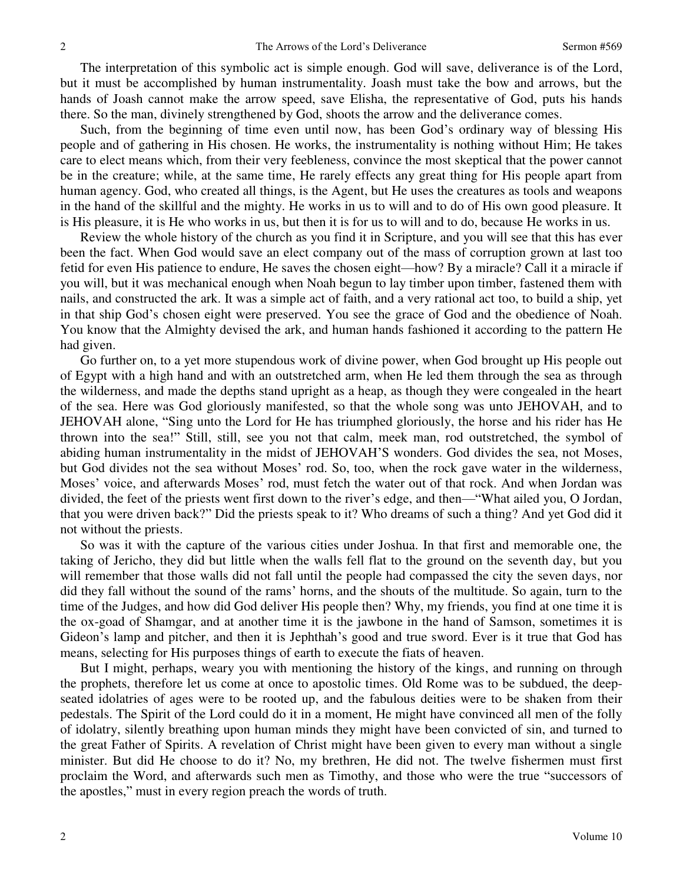The interpretation of this symbolic act is simple enough. God will save, deliverance is of the Lord, but it must be accomplished by human instrumentality. Joash must take the bow and arrows, but the hands of Joash cannot make the arrow speed, save Elisha, the representative of God, puts his hands there. So the man, divinely strengthened by God, shoots the arrow and the deliverance comes.

Such, from the beginning of time even until now, has been God's ordinary way of blessing His people and of gathering in His chosen. He works, the instrumentality is nothing without Him; He takes care to elect means which, from their very feebleness, convince the most skeptical that the power cannot be in the creature; while, at the same time, He rarely effects any great thing for His people apart from human agency. God, who created all things, is the Agent, but He uses the creatures as tools and weapons in the hand of the skillful and the mighty. He works in us to will and to do of His own good pleasure. It is His pleasure, it is He who works in us, but then it is for us to will and to do, because He works in us.

Review the whole history of the church as you find it in Scripture, and you will see that this has ever been the fact. When God would save an elect company out of the mass of corruption grown at last too fetid for even His patience to endure, He saves the chosen eight—how? By a miracle? Call it a miracle if you will, but it was mechanical enough when Noah begun to lay timber upon timber, fastened them with nails, and constructed the ark. It was a simple act of faith, and a very rational act too, to build a ship, yet in that ship God's chosen eight were preserved. You see the grace of God and the obedience of Noah. You know that the Almighty devised the ark, and human hands fashioned it according to the pattern He had given.

Go further on, to a yet more stupendous work of divine power, when God brought up His people out of Egypt with a high hand and with an outstretched arm, when He led them through the sea as through the wilderness, and made the depths stand upright as a heap, as though they were congealed in the heart of the sea. Here was God gloriously manifested, so that the whole song was unto JEHOVAH, and to JEHOVAH alone, "Sing unto the Lord for He has triumphed gloriously, the horse and his rider has He thrown into the sea!" Still, still, see you not that calm, meek man, rod outstretched, the symbol of abiding human instrumentality in the midst of JEHOVAH'S wonders. God divides the sea, not Moses, but God divides not the sea without Moses' rod. So, too, when the rock gave water in the wilderness, Moses' voice, and afterwards Moses' rod, must fetch the water out of that rock. And when Jordan was divided, the feet of the priests went first down to the river's edge, and then—"What ailed you, O Jordan, that you were driven back?" Did the priests speak to it? Who dreams of such a thing? And yet God did it not without the priests.

So was it with the capture of the various cities under Joshua. In that first and memorable one, the taking of Jericho, they did but little when the walls fell flat to the ground on the seventh day, but you will remember that those walls did not fall until the people had compassed the city the seven days, nor did they fall without the sound of the rams' horns, and the shouts of the multitude. So again, turn to the time of the Judges, and how did God deliver His people then? Why, my friends, you find at one time it is the ox-goad of Shamgar, and at another time it is the jawbone in the hand of Samson, sometimes it is Gideon's lamp and pitcher, and then it is Jephthah's good and true sword. Ever is it true that God has means, selecting for His purposes things of earth to execute the fiats of heaven.

But I might, perhaps, weary you with mentioning the history of the kings, and running on through the prophets, therefore let us come at once to apostolic times. Old Rome was to be subdued, the deep-seated idolatries of ages were to be rooted up, and the fabulous deities were to be shaken from their pedestals. The Spirit of the Lord could do it in a moment, He might have convinced all men of the folly of idolatry, silently breathing upon human minds they might have been convicted of sin, and turned to the great Father of Spirits. A revelation of Christ might have been given to every man without a single minister. But did He choose to do it? No, my brethren, He did not. The twelve fishermen must first proclaim the Word, and afterwards such men as Timothy, and those who were the true "successors of the apostles," must in every region preach the words of truth.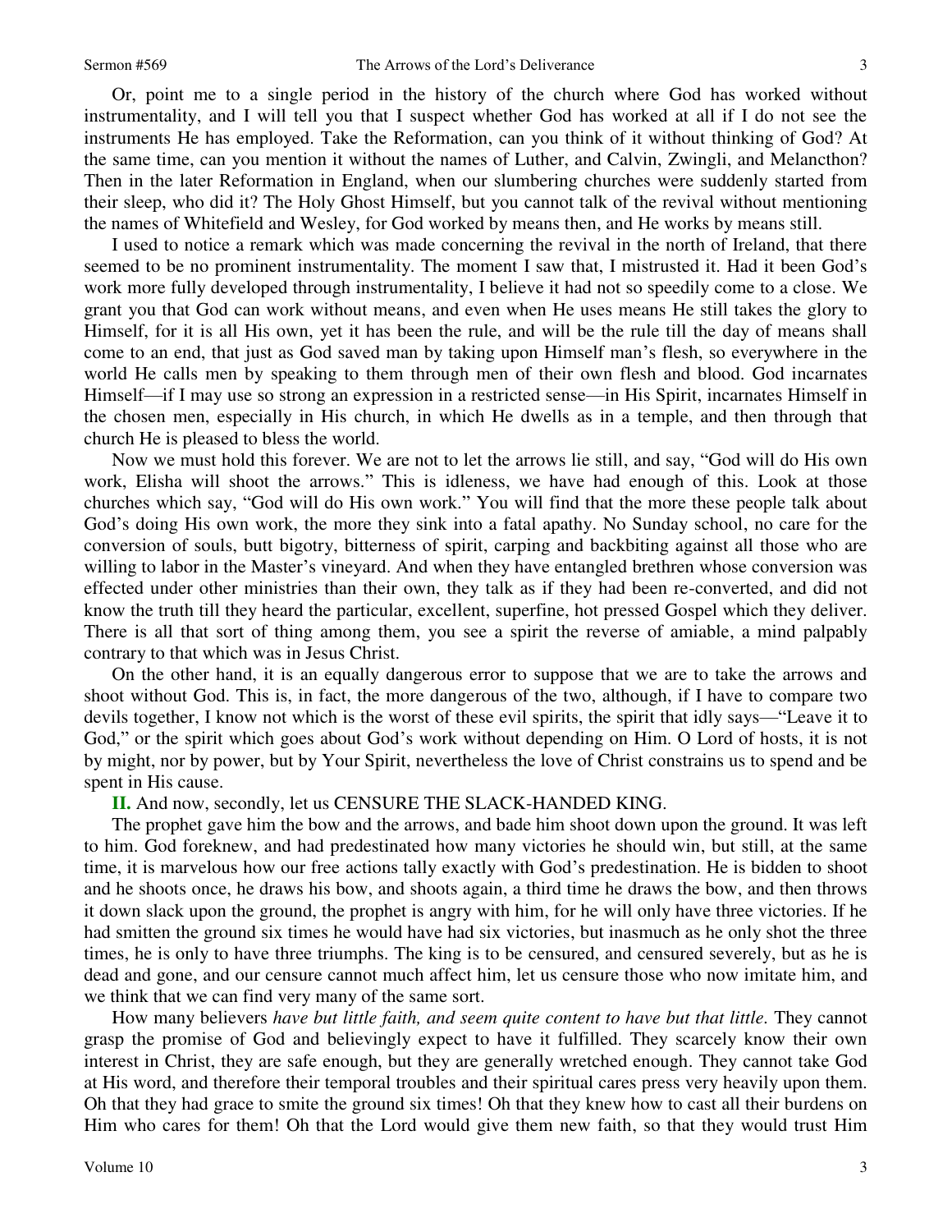Or, point me to a single period in the history of the church where God has worked without instrumentality, and I will tell you that I suspect whether God has worked at all if I do not see the instruments He has employed. Take the Reformation, can you think of it without thinking of God? At the same time, can you mention it without the names of Luther, and Calvin, Zwingli, and Melancthon? Then in the later Reformation in England, when our slumbering churches were suddenly started from their sleep, who did it? The Holy Ghost Himself, but you cannot talk of the revival without mentioning the names of Whitefield and Wesley, for God worked by means then, and He works by means still.

I used to notice a remark which was made concerning the revival in the north of Ireland, that there seemed to be no prominent instrumentality. The moment I saw that, I mistrusted it. Had it been God's work more fully developed through instrumentality, I believe it had not so speedily come to a close. We grant you that God can work without means, and even when He uses means He still takes the glory to Himself, for it is all His own, yet it has been the rule, and will be the rule till the day of means shall come to an end, that just as God saved man by taking upon Himself man's flesh, so everywhere in the world He calls men by speaking to them through men of their own flesh and blood. God incarnates Himself—if I may use so strong an expression in a restricted sense—in His Spirit, incarnates Himself in the chosen men, especially in His church, in which He dwells as in a temple, and then through that church He is pleased to bless the world.

Now we must hold this forever. We are not to let the arrows lie still, and say, "God will do His own work, Elisha will shoot the arrows." This is idleness, we have had enough of this. Look at those churches which say, "God will do His own work." You will find that the more these people talk about God's doing His own work, the more they sink into a fatal apathy. No Sunday school, no care for the conversion of souls, butt bigotry, bitterness of spirit, carping and backbiting against all those who are willing to labor in the Master's vineyard. And when they have entangled brethren whose conversion was effected under other ministries than their own, they talk as if they had been re-converted, and did not know the truth till they heard the particular, excellent, superfine, hot pressed Gospel which they deliver. There is all that sort of thing among them, you see a spirit the reverse of amiable, a mind palpably contrary to that which was in Jesus Christ.

On the other hand, it is an equally dangerous error to suppose that we are to take the arrows and shoot without God. This is, in fact, the more dangerous of the two, although, if I have to compare two devils together, I know not which is the worst of these evil spirits, the spirit that idly says—"Leave it to God," or the spirit which goes about God's work without depending on Him. O Lord of hosts, it is not by might, nor by power, but by Your Spirit, nevertheless the love of Christ constrains us to spend and be spent in His cause.

**II.** And now, secondly, let us CENSURE THE SLACK-HANDED KING.

The prophet gave him the bow and the arrows, and bade him shoot down upon the ground. It was left to him. God foreknew, and had predestinated how many victories he should win, but still, at the same time, it is marvelous how our free actions tally exactly with God's predestination. He is bidden to shoot and he shoots once, he draws his bow, and shoots again, a third time he draws the bow, and then throws it down slack upon the ground, the prophet is angry with him, for he will only have three victories. If he had smitten the ground six times he would have had six victories, but inasmuch as he only shot the three times, he is only to have three triumphs. The king is to be censured, and censured severely, but as he is dead and gone, and our censure cannot much affect him, let us censure those who now imitate him, and we think that we can find very many of the same sort.

How many believers *have but little faith, and seem quite content to have but that little.* They cannot grasp the promise of God and believingly expect to have it fulfilled. They scarcely know their own interest in Christ, they are safe enough, but they are generally wretched enough. They cannot take God at His word, and therefore their temporal troubles and their spiritual cares press very heavily upon them. Oh that they had grace to smite the ground six times! Oh that they knew how to cast all their burdens on Him who cares for them! Oh that the Lord would give them new faith, so that they would trust Him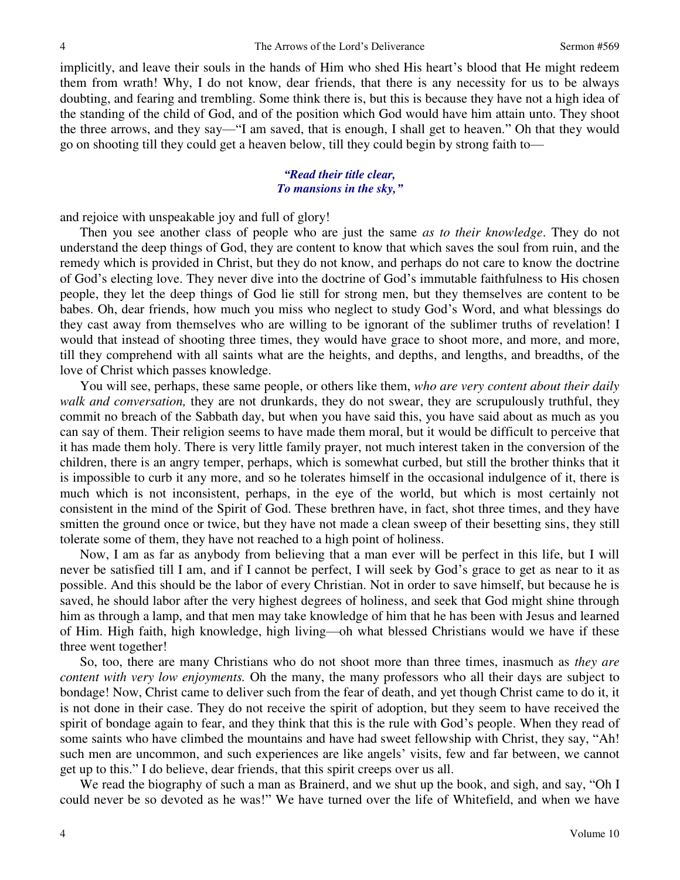implicitly, and leave their souls in the hands of Him who shed His heart's blood that He might redeem them from wrath! Why, I do not know, dear friends, that there is any necessity for us to be always doubting, and fearing and trembling. Some think there is, but this is because they have not a high idea of the standing of the child of God, and of the position which God would have him attain unto. They shoot the three arrows, and they say—"I am saved, that is enough, I shall get to heaven." Oh that they would go on shooting till they could get a heaven below, till they could begin by strong faith to—

> *"Read their title clear,*
> *To mansions in the sky,"*

and rejoice with unspeakable joy and full of glory!

Then you see another class of people who are just the same *as to their knowledge*. They do not understand the deep things of God, they are content to know that which saves the soul from ruin, and the remedy which is provided in Christ, but they do not know, and perhaps do not care to know the doctrine of God's electing love. They never dive into the doctrine of God's immutable faithfulness to His chosen people, they let the deep things of God lie still for strong men, but they themselves are content to be babes. Oh, dear friends, how much you miss who neglect to study God's Word, and what blessings do they cast away from themselves who are willing to be ignorant of the sublimer truths of revelation! I would that instead of shooting three times, they would have grace to shoot more, and more, and more, till they comprehend with all saints what are the heights, and depths, and lengths, and breadths, of the love of Christ which passes knowledge.

You will see, perhaps, these same people, or others like them, *who are very content about their daily walk and conversation,* they are not drunkards, they do not swear, they are scrupulously truthful, they commit no breach of the Sabbath day, but when you have said this, you have said about as much as you can say of them. Their religion seems to have made them moral, but it would be difficult to perceive that it has made them holy. There is very little family prayer, not much interest taken in the conversion of the children, there is an angry temper, perhaps, which is somewhat curbed, but still the brother thinks that it is impossible to curb it any more, and so he tolerates himself in the occasional indulgence of it, there is much which is not inconsistent, perhaps, in the eye of the world, but which is most certainly not consistent in the mind of the Spirit of God. These brethren have, in fact, shot three times, and they have smitten the ground once or twice, but they have not made a clean sweep of their besetting sins, they still tolerate some of them, they have not reached to a high point of holiness.

Now, I am as far as anybody from believing that a man ever will be perfect in this life, but I will never be satisfied till I am, and if I cannot be perfect, I will seek by God's grace to get as near to it as possible. And this should be the labor of every Christian. Not in order to save himself, but because he is saved, he should labor after the very highest degrees of holiness, and seek that God might shine through him as through a lamp, and that men may take knowledge of him that he has been with Jesus and learned of Him. High faith, high knowledge, high living—oh what blessed Christians would we have if these three went together!

So, too, there are many Christians who do not shoot more than three times, inasmuch as *they are content with very low enjoyments.* Oh the many, the many professors who all their days are subject to bondage! Now, Christ came to deliver such from the fear of death, and yet though Christ came to do it, it is not done in their case. They do not receive the spirit of adoption, but they seem to have received the spirit of bondage again to fear, and they think that this is the rule with God's people. When they read of some saints who have climbed the mountains and have had sweet fellowship with Christ, they say, "Ah! such men are uncommon, and such experiences are like angels' visits, few and far between, we cannot get up to this." I do believe, dear friends, that this spirit creeps over us all.

We read the biography of such a man as Brainerd, and we shut up the book, and sigh, and say, "Oh I could never be so devoted as he was!" We have turned over the life of Whitefield, and when we have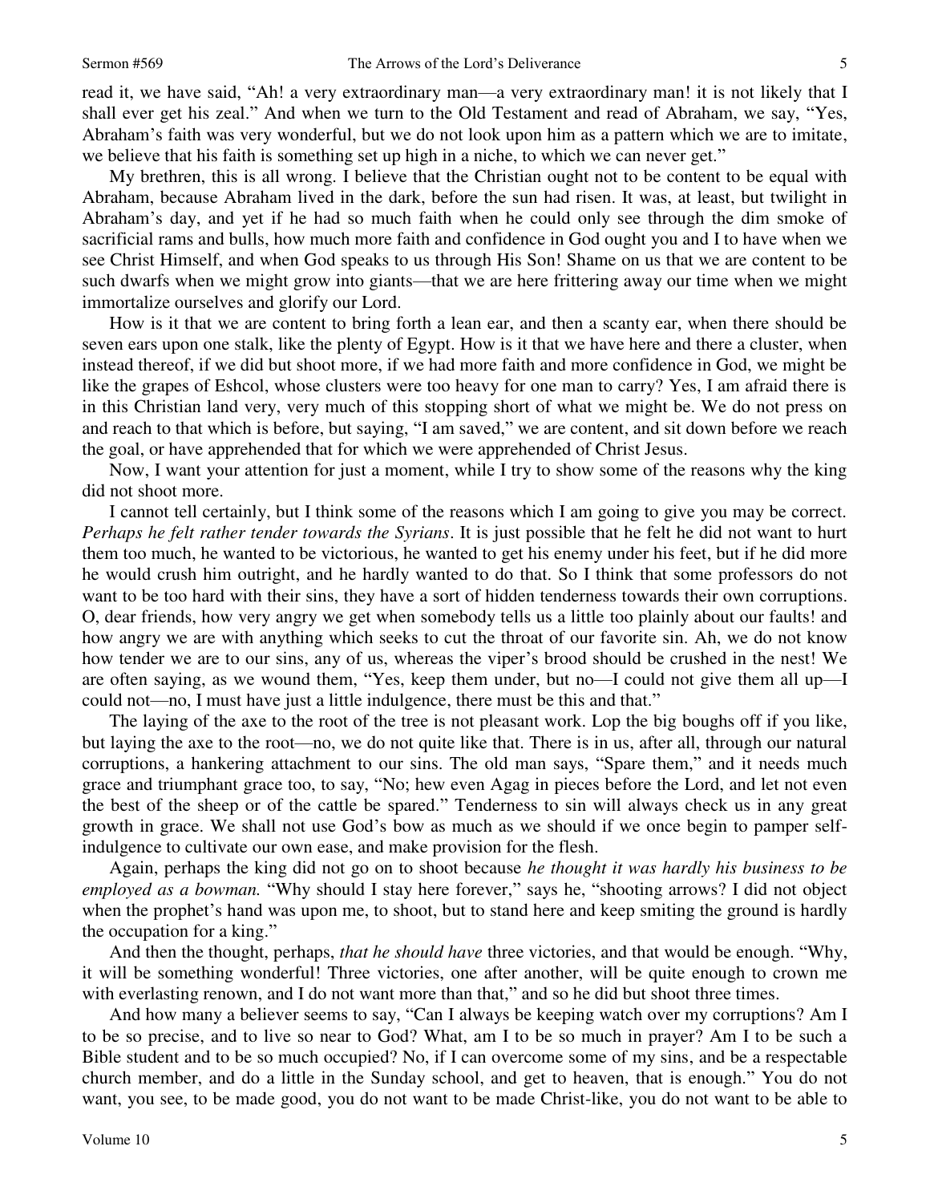read it, we have said, "Ah! a very extraordinary man—a very extraordinary man! it is not likely that I shall ever get his zeal." And when we turn to the Old Testament and read of Abraham, we say, "Yes, Abraham's faith was very wonderful, but we do not look upon him as a pattern which we are to imitate, we believe that his faith is something set up high in a niche, to which we can never get."

My brethren, this is all wrong. I believe that the Christian ought not to be content to be equal with Abraham, because Abraham lived in the dark, before the sun had risen. It was, at least, but twilight in Abraham's day, and yet if he had so much faith when he could only see through the dim smoke of sacrificial rams and bulls, how much more faith and confidence in God ought you and I to have when we see Christ Himself, and when God speaks to us through His Son! Shame on us that we are content to be such dwarfs when we might grow into giants—that we are here frittering away our time when we might immortalize ourselves and glorify our Lord.

How is it that we are content to bring forth a lean ear, and then a scanty ear, when there should be seven ears upon one stalk, like the plenty of Egypt. How is it that we have here and there a cluster, when instead thereof, if we did but shoot more, if we had more faith and more confidence in God, we might be like the grapes of Eshcol, whose clusters were too heavy for one man to carry? Yes, I am afraid there is in this Christian land very, very much of this stopping short of what we might be. We do not press on and reach to that which is before, but saying, "I am saved," we are content, and sit down before we reach the goal, or have apprehended that for which we were apprehended of Christ Jesus.

Now, I want your attention for just a moment, while I try to show some of the reasons why the king did not shoot more.

I cannot tell certainly, but I think some of the reasons which I am going to give you may be correct. *Perhaps he felt rather tender towards the Syrians*. It is just possible that he felt he did not want to hurt them too much, he wanted to be victorious, he wanted to get his enemy under his feet, but if he did more he would crush him outright, and he hardly wanted to do that. So I think that some professors do not want to be too hard with their sins, they have a sort of hidden tenderness towards their own corruptions. O, dear friends, how very angry we get when somebody tells us a little too plainly about our faults! and how angry we are with anything which seeks to cut the throat of our favorite sin. Ah, we do not know how tender we are to our sins, any of us, whereas the viper's brood should be crushed in the nest! We are often saying, as we wound them, "Yes, keep them under, but no—I could not give them all up—I could not—no, I must have just a little indulgence, there must be this and that."

The laying of the axe to the root of the tree is not pleasant work. Lop the big boughs off if you like, but laying the axe to the root—no, we do not quite like that. There is in us, after all, through our natural corruptions, a hankering attachment to our sins. The old man says, "Spare them," and it needs much grace and triumphant grace too, to say, "No; hew even Agag in pieces before the Lord, and let not even the best of the sheep or of the cattle be spared." Tenderness to sin will always check us in any great growth in grace. We shall not use God's bow as much as we should if we once begin to pamper self-indulgence to cultivate our own ease, and make provision for the flesh.

Again, perhaps the king did not go on to shoot because *he thought it was hardly his business to be employed as a bowman.* "Why should I stay here forever," says he, "shooting arrows? I did not object when the prophet's hand was upon me, to shoot, but to stand here and keep smiting the ground is hardly the occupation for a king."

And then the thought, perhaps, *that he should have* three victories, and that would be enough. "Why, it will be something wonderful! Three victories, one after another, will be quite enough to crown me with everlasting renown, and I do not want more than that," and so he did but shoot three times.

And how many a believer seems to say, "Can I always be keeping watch over my corruptions? Am I to be so precise, and to live so near to God? What, am I to be so much in prayer? Am I to be such a Bible student and to be so much occupied? No, if I can overcome some of my sins, and be a respectable church member, and do a little in the Sunday school, and get to heaven, that is enough." You do not want, you see, to be made good, you do not want to be made Christ-like, you do not want to be able to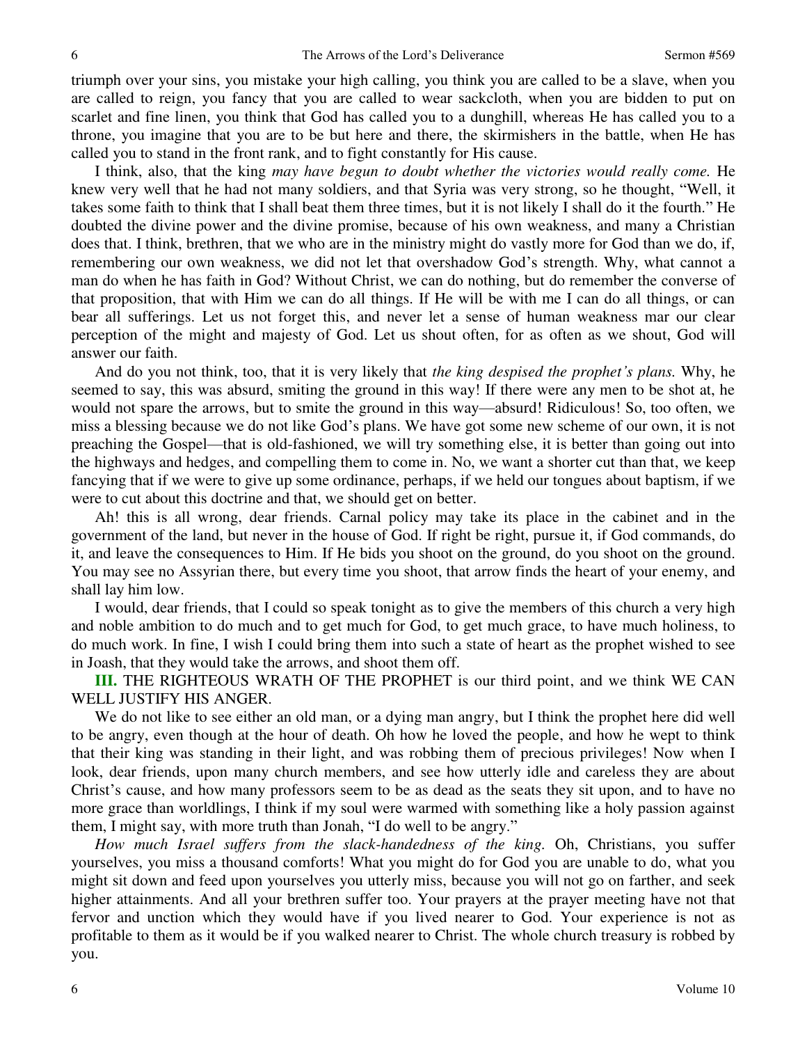triumph over your sins, you mistake your high calling, you think you are called to be a slave, when you are called to reign, you fancy that you are called to wear sackcloth, when you are bidden to put on scarlet and fine linen, you think that God has called you to a dunghill, whereas He has called you to a throne, you imagine that you are to be but here and there, the skirmishers in the battle, when He has called you to stand in the front rank, and to fight constantly for His cause.

I think, also, that the king *may have begun to doubt whether the victories would really come.* He knew very well that he had not many soldiers, and that Syria was very strong, so he thought, "Well, it takes some faith to think that I shall beat them three times, but it is not likely I shall do it the fourth." He doubted the divine power and the divine promise, because of his own weakness, and many a Christian does that. I think, brethren, that we who are in the ministry might do vastly more for God than we do, if, remembering our own weakness, we did not let that overshadow God's strength. Why, what cannot a man do when he has faith in God? Without Christ, we can do nothing, but do remember the converse of that proposition, that with Him we can do all things. If He will be with me I can do all things, or can bear all sufferings. Let us not forget this, and never let a sense of human weakness mar our clear perception of the might and majesty of God. Let us shout often, for as often as we shout, God will answer our faith.

And do you not think, too, that it is very likely that *the king despised the prophet's plans.* Why, he seemed to say, this was absurd, smiting the ground in this way! If there were any men to be shot at, he would not spare the arrows, but to smite the ground in this way—absurd! Ridiculous! So, too often, we miss a blessing because we do not like God's plans. We have got some new scheme of our own, it is not preaching the Gospel—that is old-fashioned, we will try something else, it is better than going out into the highways and hedges, and compelling them to come in. No, we want a shorter cut than that, we keep fancying that if we were to give up some ordinance, perhaps, if we held our tongues about baptism, if we were to cut about this doctrine and that, we should get on better.

Ah! this is all wrong, dear friends. Carnal policy may take its place in the cabinet and in the government of the land, but never in the house of God. If right be right, pursue it, if God commands, do it, and leave the consequences to Him. If He bids you shoot on the ground, do you shoot on the ground. You may see no Assyrian there, but every time you shoot, that arrow finds the heart of your enemy, and shall lay him low.

I would, dear friends, that I could so speak tonight as to give the members of this church a very high and noble ambition to do much and to get much for God, to get much grace, to have much holiness, to do much work. In fine, I wish I could bring them into such a state of heart as the prophet wished to see in Joash, that they would take the arrows, and shoot them off.

**III.** THE RIGHTEOUS WRATH OF THE PROPHET is our third point, and we think WE CAN WELL JUSTIFY HIS ANGER.

We do not like to see either an old man, or a dying man angry, but I think the prophet here did well to be angry, even though at the hour of death. Oh how he loved the people, and how he wept to think that their king was standing in their light, and was robbing them of precious privileges! Now when I look, dear friends, upon many church members, and see how utterly idle and careless they are about Christ's cause, and how many professors seem to be as dead as the seats they sit upon, and to have no more grace than worldlings, I think if my soul were warmed with something like a holy passion against them, I might say, with more truth than Jonah, "I do well to be angry."

*How much Israel suffers from the slack-handedness of the king.* Oh, Christians, you suffer yourselves, you miss a thousand comforts! What you might do for God you are unable to do, what you might sit down and feed upon yourselves you utterly miss, because you will not go on farther, and seek higher attainments. And all your brethren suffer too. Your prayers at the prayer meeting have not that fervor and unction which they would have if you lived nearer to God. Your experience is not as profitable to them as it would be if you walked nearer to Christ. The whole church treasury is robbed by you.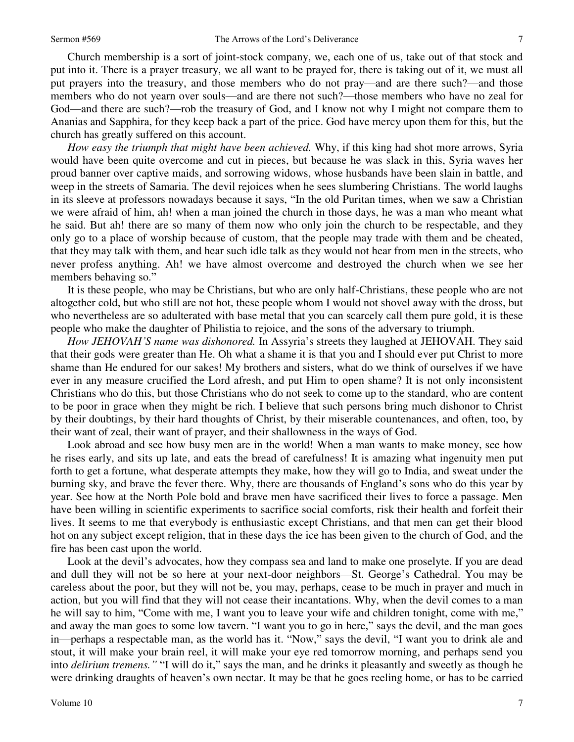Church membership is a sort of joint-stock company, we, each one of us, take out of that stock and put into it. There is a prayer treasury, we all want to be prayed for, there is taking out of it, we must all put prayers into the treasury, and those members who do not pray—and are there such?—and those members who do not yearn over souls—and are there not such?—those members who have no zeal for God—and there are such?—rob the treasury of God, and I know not why I might not compare them to Ananias and Sapphira, for they keep back a part of the price. God have mercy upon them for this, but the church has greatly suffered on this account.

*How easy the triumph that might have been achieved.* Why, if this king had shot more arrows, Syria would have been quite overcome and cut in pieces, but because he was slack in this, Syria waves her proud banner over captive maids, and sorrowing widows, whose husbands have been slain in battle, and weep in the streets of Samaria. The devil rejoices when he sees slumbering Christians. The world laughs in its sleeve at professors nowadays because it says, "In the old Puritan times, when we saw a Christian we were afraid of him, ah! when a man joined the church in those days, he was a man who meant what he said. But ah! there are so many of them now who only join the church to be respectable, and they only go to a place of worship because of custom, that the people may trade with them and be cheated, that they may talk with them, and hear such idle talk as they would not hear from men in the streets, who never profess anything. Ah! we have almost overcome and destroyed the church when we see her members behaving so."

It is these people, who may be Christians, but who are only half-Christians, these people who are not altogether cold, but who still are not hot, these people whom I would not shovel away with the dross, but who nevertheless are so adulterated with base metal that you can scarcely call them pure gold, it is these people who make the daughter of Philistia to rejoice, and the sons of the adversary to triumph.

*How JEHOVAH'S name was dishonored.* In Assyria's streets they laughed at JEHOVAH. They said that their gods were greater than He. Oh what a shame it is that you and I should ever put Christ to more shame than He endured for our sakes! My brothers and sisters, what do we think of ourselves if we have ever in any measure crucified the Lord afresh, and put Him to open shame? It is not only inconsistent Christians who do this, but those Christians who do not seek to come up to the standard, who are content to be poor in grace when they might be rich. I believe that such persons bring much dishonor to Christ by their doubtings, by their hard thoughts of Christ, by their miserable countenances, and often, too, by their want of zeal, their want of prayer, and their shallowness in the ways of God.

Look abroad and see how busy men are in the world! When a man wants to make money, see how he rises early, and sits up late, and eats the bread of carefulness! It is amazing what ingenuity men put forth to get a fortune, what desperate attempts they make, how they will go to India, and sweat under the burning sky, and brave the fever there. Why, there are thousands of England's sons who do this year by year. See how at the North Pole bold and brave men have sacrificed their lives to force a passage. Men have been willing in scientific experiments to sacrifice social comforts, risk their health and forfeit their lives. It seems to me that everybody is enthusiastic except Christians, and that men can get their blood hot on any subject except religion, that in these days the ice has been given to the church of God, and the fire has been cast upon the world.

Look at the devil's advocates, how they compass sea and land to make one proselyte. If you are dead and dull they will not be so here at your next-door neighbors—St. George's Cathedral. You may be careless about the poor, but they will not be, you may, perhaps, cease to be much in prayer and much in action, but you will find that they will not cease their incantations. Why, when the devil comes to a man he will say to him, "Come with me, I want you to leave your wife and children tonight, come with me," and away the man goes to some low tavern. "I want you to go in here," says the devil, and the man goes in—perhaps a respectable man, as the world has it. "Now," says the devil, "I want you to drink ale and stout, it will make your brain reel, it will make your eye red tomorrow morning, and perhaps send you into *delirium tremens."* "I will do it," says the man, and he drinks it pleasantly and sweetly as though he were drinking draughts of heaven's own nectar. It may be that he goes reeling home, or has to be carried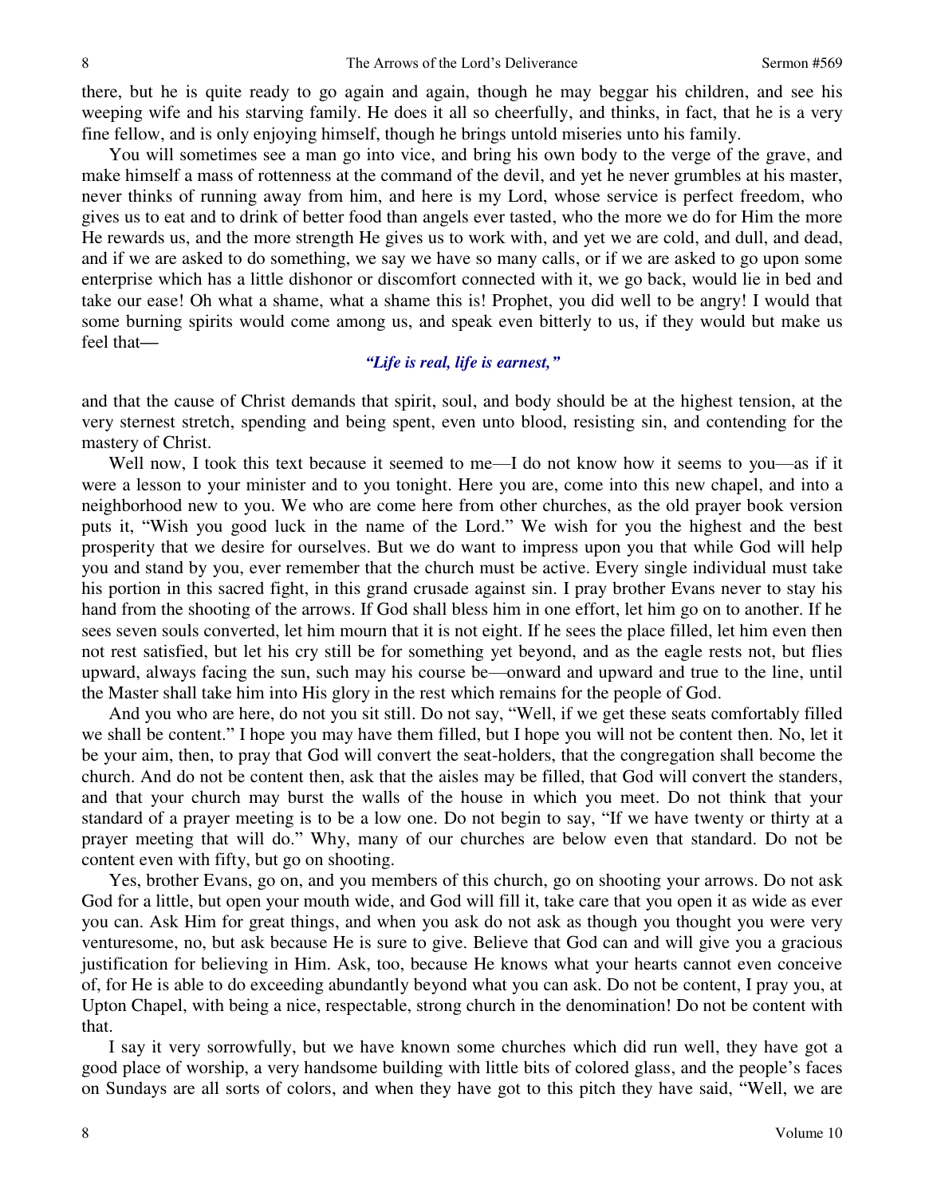there, but he is quite ready to go again and again, though he may beggar his children, and see his weeping wife and his starving family. He does it all so cheerfully, and thinks, in fact, that he is a very fine fellow, and is only enjoying himself, though he brings untold miseries unto his family.

You will sometimes see a man go into vice, and bring his own body to the verge of the grave, and make himself a mass of rottenness at the command of the devil, and yet he never grumbles at his master, never thinks of running away from him, and here is my Lord, whose service is perfect freedom, who gives us to eat and to drink of better food than angels ever tasted, who the more we do for Him the more He rewards us, and the more strength He gives us to work with, and yet we are cold, and dull, and dead, and if we are asked to do something, we say we have so many calls, or if we are asked to go upon some enterprise which has a little dishonor or discomfort connected with it, we go back, would lie in bed and take our ease! Oh what a shame, what a shame this is! Prophet, you did well to be angry! I would that some burning spirits would come among us, and speak even bitterly to us, if they would but make us feel that—

*"Life is real, life is earnest,"*

and that the cause of Christ demands that spirit, soul, and body should be at the highest tension, at the very sternest stretch, spending and being spent, even unto blood, resisting sin, and contending for the mastery of Christ.

Well now, I took this text because it seemed to me—I do not know how it seems to you—as if it were a lesson to your minister and to you tonight. Here you are, come into this new chapel, and into a neighborhood new to you. We who are come here from other churches, as the old prayer book version puts it, "Wish you good luck in the name of the Lord." We wish for you the highest and the best prosperity that we desire for ourselves. But we do want to impress upon you that while God will help you and stand by you, ever remember that the church must be active. Every single individual must take his portion in this sacred fight, in this grand crusade against sin. I pray brother Evans never to stay his hand from the shooting of the arrows. If God shall bless him in one effort, let him go on to another. If he sees seven souls converted, let him mourn that it is not eight. If he sees the place filled, let him even then not rest satisfied, but let his cry still be for something yet beyond, and as the eagle rests not, but flies upward, always facing the sun, such may his course be—onward and upward and true to the line, until the Master shall take him into His glory in the rest which remains for the people of God.

And you who are here, do not you sit still. Do not say, "Well, if we get these seats comfortably filled we shall be content." I hope you may have them filled, but I hope you will not be content then. No, let it be your aim, then, to pray that God will convert the seat-holders, that the congregation shall become the church. And do not be content then, ask that the aisles may be filled, that God will convert the standers, and that your church may burst the walls of the house in which you meet. Do not think that your standard of a prayer meeting is to be a low one. Do not begin to say, "If we have twenty or thirty at a prayer meeting that will do." Why, many of our churches are below even that standard. Do not be content even with fifty, but go on shooting.

Yes, brother Evans, go on, and you members of this church, go on shooting your arrows. Do not ask God for a little, but open your mouth wide, and God will fill it, take care that you open it as wide as ever you can. Ask Him for great things, and when you ask do not ask as though you thought you were very venturesome, no, but ask because He is sure to give. Believe that God can and will give you a gracious justification for believing in Him. Ask, too, because He knows what your hearts cannot even conceive of, for He is able to do exceeding abundantly beyond what you can ask. Do not be content, I pray you, at Upton Chapel, with being a nice, respectable, strong church in the denomination! Do not be content with that.

I say it very sorrowfully, but we have known some churches which did run well, they have got a good place of worship, a very handsome building with little bits of colored glass, and the people's faces on Sundays are all sorts of colors, and when they have got to this pitch they have said, "Well, we are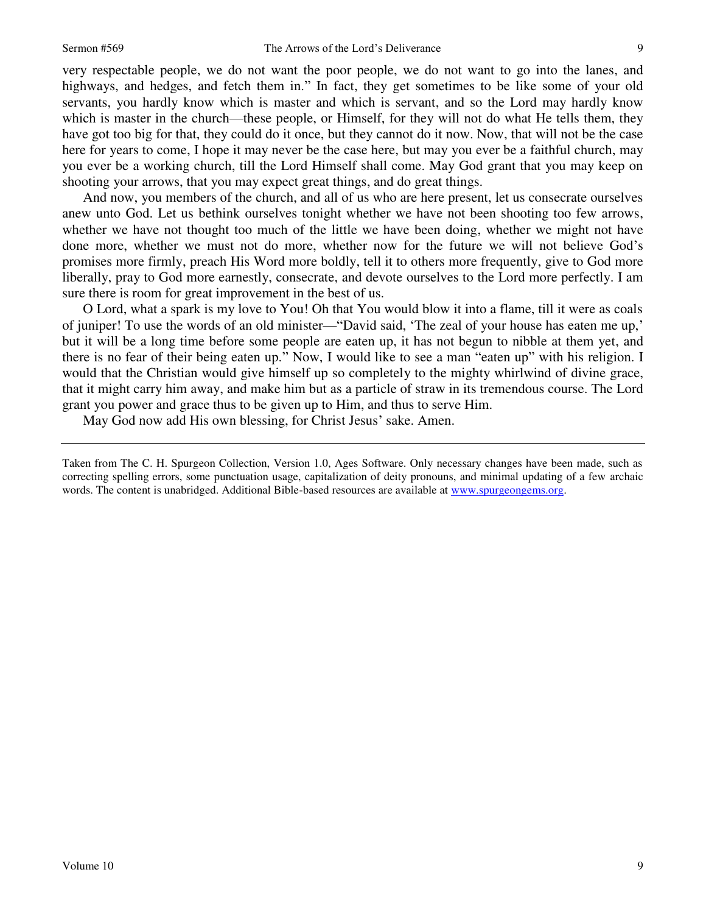very respectable people, we do not want the poor people, we do not want to go into the lanes, and highways, and hedges, and fetch them in." In fact, they get sometimes to be like some of your old servants, you hardly know which is master and which is servant, and so the Lord may hardly know which is master in the church—these people, or Himself, for they will not do what He tells them, they have got too big for that, they could do it once, but they cannot do it now. Now, that will not be the case here for years to come, I hope it may never be the case here, but may you ever be a faithful church, may you ever be a working church, till the Lord Himself shall come. May God grant that you may keep on shooting your arrows, that you may expect great things, and do great things.

And now, you members of the church, and all of us who are here present, let us consecrate ourselves anew unto God. Let us bethink ourselves tonight whether we have not been shooting too few arrows, whether we have not thought too much of the little we have been doing, whether we might not have done more, whether we must not do more, whether now for the future we will not believe God's promises more firmly, preach His Word more boldly, tell it to others more frequently, give to God more liberally, pray to God more earnestly, consecrate, and devote ourselves to the Lord more perfectly. I am sure there is room for great improvement in the best of us.

O Lord, what a spark is my love to You! Oh that You would blow it into a flame, till it were as coals of juniper! To use the words of an old minister—"David said, 'The zeal of your house has eaten me up,' but it will be a long time before some people are eaten up, it has not begun to nibble at them yet, and there is no fear of their being eaten up." Now, I would like to see a man "eaten up" with his religion. I would that the Christian would give himself up so completely to the mighty whirlwind of divine grace, that it might carry him away, and make him but as a particle of straw in its tremendous course. The Lord grant you power and grace thus to be given up to Him, and thus to serve Him.

May God now add His own blessing, for Christ Jesus' sake. Amen.

---

Taken from The C. H. Spurgeon Collection, Version 1.0, Ages Software. Only necessary changes have been made, such as correcting spelling errors, some punctuation usage, capitalization of deity pronouns, and minimal updating of a few archaic words. The content is unabridged. Additional Bible-based resources are available at [www.spurgeongems.org](http://www.spurgeongems.org).